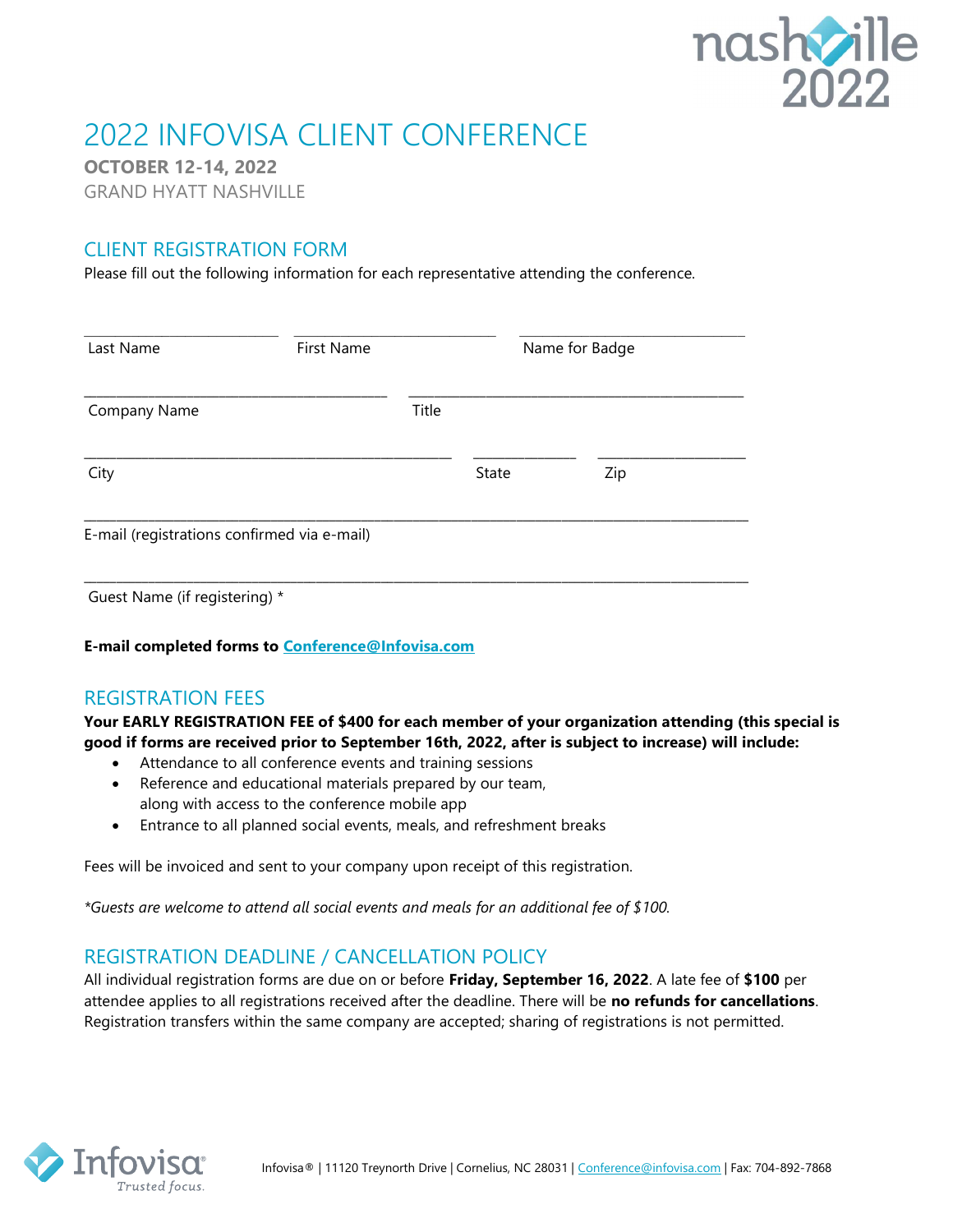nashville 2022

# 2022 INFOVISA CLIENT CONFERENCE

**OCTOBER 12-14, 2022**

GRAND HYATT NASHVILLE

## CLIENT REGISTRATION FORM

Please fill out the following information for each representative attending the conference.

\_\_\_\_\_\_\_\_\_\_\_\_\_\_\_\_\_\_\_\_ \_\_\_\_\_\_\_\_\_\_\_\_\_\_\_\_\_\_\_\_ \_\_\_\_\_\_\_\_\_\_\_\_\_\_\_\_\_\_\_\_

Last Name First Name Name for Badge

\_\_\_\_\_\_\_\_\_\_\_\_\_\_\_\_\_\_\_\_\_\_\_\_\_\_\_\_\_\_ \_\_\_\_\_\_\_\_\_\_\_\_\_\_\_\_\_\_\_\_\_\_\_\_\_\_\_\_\_\_

Company Name Title

\_\_\_\_\_\_\_\_\_\_\_\_\_\_\_\_\_\_\_\_\_\_\_\_\_\_\_\_\_\_\_\_\_\_\_\_ \_\_\_\_\_\_\_\_\_\_ \_\_\_\_\_\_\_\_\_\_\_\_\_\_

City State Zip

\_\_\_\_\_\_\_\_\_\_\_\_\_\_\_\_\_\_\_\_\_\_\_\_\_\_\_\_\_\_\_\_\_\_\_\_\_\_\_\_\_\_\_\_\_\_\_\_\_\_\_\_\_\_\_\_\_\_\_\_

E-mail (registrations confirmed via e-mail)

\_\_\_\_\_\_\_\_\_\_\_\_\_\_\_\_\_\_\_\_\_\_\_\_\_\_\_\_\_\_\_\_\_\_\_\_\_\_\_\_\_\_\_\_\_\_\_\_\_\_\_\_\_\_\_\_\_\_\_\_

Guest Name (if registering) *

**E-mail completed forms to [Conference@Infovisa.com](mailto:Conference@Infovisa.com)**

## REGISTRATION FEES

**Your EARLY REGISTRATION FEE of $400 for each member of your organization attending (this special is good if forms are received prior to September 16th, 2022, after is subject to increase) will include:**

- Attendance to all conference events and training sessions
- Reference and educational materials prepared by our team, along with access to the conference mobile app
- Entrance to all planned social events, meals, and refreshment breaks

Fees will be invoiced and sent to your company upon receipt of this registration.

*\*Guests are welcome to attend all social events and meals for an additional fee of $100.*

## REGISTRATION DEADLINE / CANCELLATION POLICY

All individual registration forms are due on or before **Friday, September 16, 2022**. A late fee of **$100** per attendee applies to all registrations received after the deadline. There will be **no refunds for cancellations**. Registration transfers within the same company are accepted; sharing of registrations is not permitted.

Infovisa® | 11120 Treynorth Drive | Cornelius, NC 28031 | [Conference@infovisa.com](mailto:Conference@infovisa.com) | Fax: 704-892-7868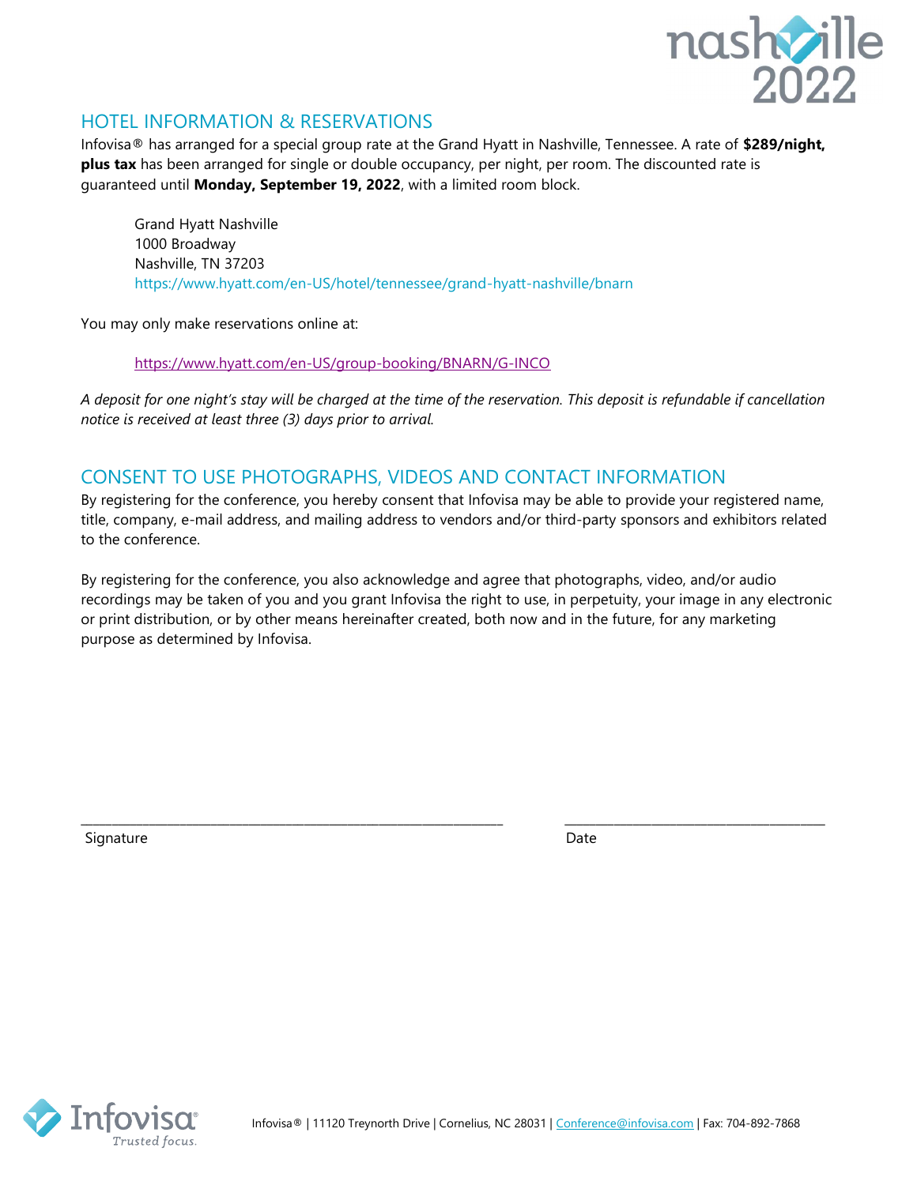## HOTEL INFORMATION & RESERVATIONS

Infovisa® has arranged for a special group rate at the Grand Hyatt in Nashville, Tennessee. A rate of **$289/night, plus tax** has been arranged for single or double occupancy, per night, per room. The discounted rate is guaranteed until **Monday, September 19, 2022**, with a limited room block.

Grand Hyatt Nashville
1000 Broadway
Nashville, TN 37203
https://www.hyatt.com/en-US/hotel/tennessee/grand-hyatt-nashville/bnarn

You may only make reservations online at:

https://www.hyatt.com/en-US/group-booking/BNARN/G-INCO

*A deposit for one night's stay will be charged at the time of the reservation. This deposit is refundable if cancellation notice is received at least three (3) days prior to arrival.*

## CONSENT TO USE PHOTOGRAPHS, VIDEOS AND CONTACT INFORMATION

By registering for the conference, you hereby consent that Infovisa may be able to provide your registered name, title, company, e-mail address, and mailing address to vendors and/or third-party sponsors and exhibitors related to the conference.

By registering for the conference, you also acknowledge and agree that photographs, video, and/or audio recordings may be taken of you and you grant Infovisa the right to use, in perpetuity, your image in any electronic or print distribution, or by other means hereinafter created, both now and in the future, for any marketing purpose as determined by Infovisa.

\_\_\_\_\_\_\_\_\_\_\_\_\_\_\_\_\_\_\_\_\_\_\_\_\_\_\_\_\_\_\_\_\_\_\_\_\_\_\_\_ \_\_\_\_\_\_\_\_\_\_\_\_\_\_\_\_\_\_\_\_\_\_\_\_\_\_\_\_\_\_

Signature Date

Infovisa® | 11120 Treynorth Drive | Cornelius, NC 28031 | Conference@infovisa.com | Fax: 704-892-7868